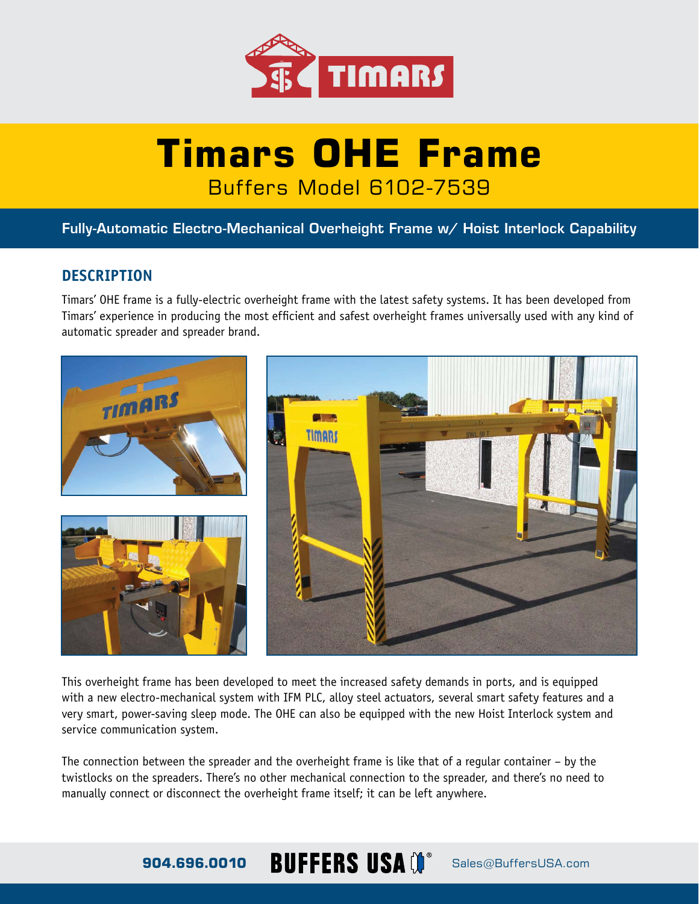# Timars OHE Frame

Buffers Model 6102-7539

**Fully-Automatic Electro-Mechanical Overheight Frame w/ Hoist Interlock Capability**

## DESCRIPTION

Timars' OHE frame is a fully-electric overheight frame with the latest safety systems. It has been developed from Timars' experience in producing the most efficient and safest overheight frames universally used with any kind of automatic spreader and spreader brand.

This overheight frame has been developed to meet the increased safety demands in ports, and is equipped with a new electro-mechanical system with IFM PLC, alloy steel actuators, several smart safety features and a very smart, power-saving sleep mode. The OHE can also be equipped with the new Hoist Interlock system and service communication system.

The connection between the spreader and the overheight frame is like that of a regular container – by the twistlocks on the spreaders. There's no other mechanical connection to the spreader, and there's no need to manually connect or disconnect the overheight frame itself; it can be left anywhere.

904.696.0010 BUFFERS USA Sales@BuffersUSA.com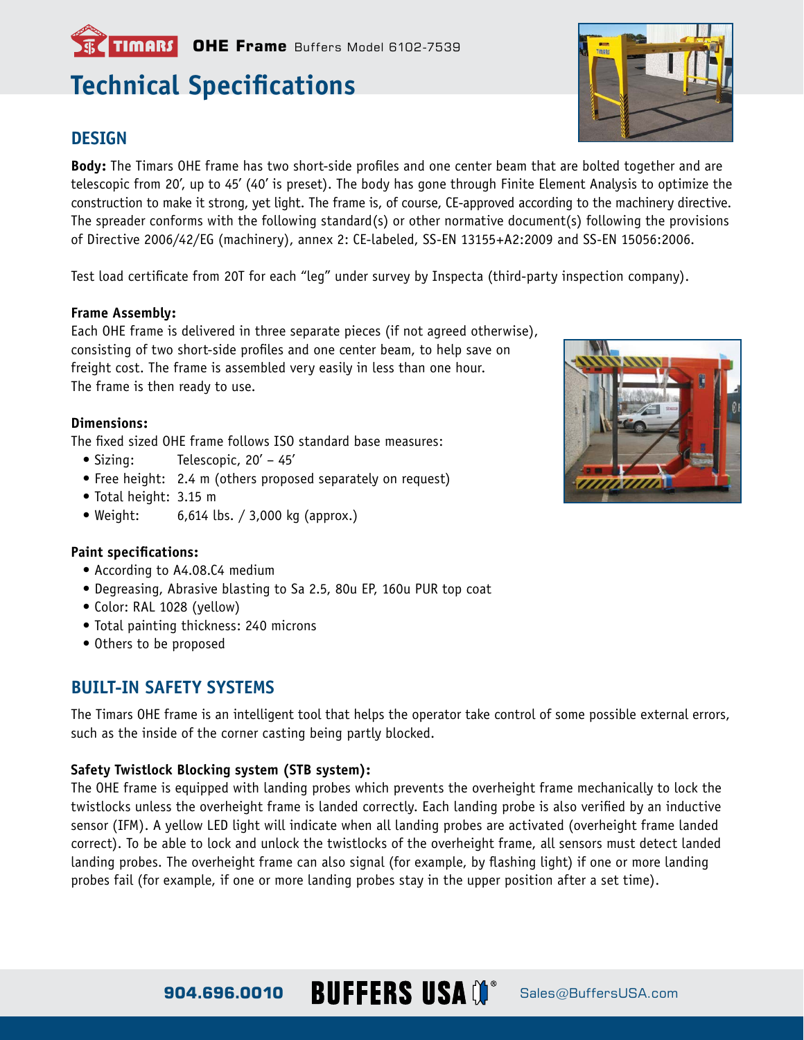**TIMARS** **OHE Frame** Buffers Model 6102-7539

# Technical Specifications

## DESIGN

**Body:** The Timars OHE frame has two short-side profiles and one center beam that are bolted together and are telescopic from 20′, up to 45′ (40′ is preset). The body has gone through Finite Element Analysis to optimize the construction to make it strong, yet light. The frame is, of course, CE-approved according to the machinery directive. The spreader conforms with the following standard(s) or other normative document(s) following the provisions of Directive 2006/42/EG (machinery), annex 2: CE-labeled, SS-EN 13155+A2:2009 and SS-EN 15056:2006.

Test load certificate from 20T for each "leg" under survey by Inspecta (third-party inspection company).

**Frame Assembly:**
Each OHE frame is delivered in three separate pieces (if not agreed otherwise), consisting of two short-side profiles and one center beam, to help save on freight cost. The frame is assembled very easily in less than one hour. The frame is then ready to use.

**Dimensions:**
The fixed sized OHE frame follows ISO standard base measures:

- Sizing: Telescopic, 20′ – 45′
- Free height: 2.4 m (others proposed separately on request)
- Total height: 3.15 m
- Weight: 6,614 lbs. / 3,000 kg (approx.)

**Paint specifications:**

- According to A4.08.C4 medium
- Degreasing, Abrasive blasting to Sa 2.5, 80u EP, 160u PUR top coat
- Color: RAL 1028 (yellow)
- Total painting thickness: 240 microns
- Others to be proposed

## BUILT-IN SAFETY SYSTEMS

The Timars OHE frame is an intelligent tool that helps the operator take control of some possible external errors, such as the inside of the corner casting being partly blocked.

**Safety Twistlock Blocking system (STB system):**
The OHE frame is equipped with landing probes which prevents the overheight frame mechanically to lock the twistlocks unless the overheight frame is landed correctly. Each landing probe is also verified by an inductive sensor (IFM). A yellow LED light will indicate when all landing probes are activated (overheight frame landed correct). To be able to lock and unlock the twistlocks of the overheight frame, all sensors must detect landed landing probes. The overheight frame can also signal (for example, by flashing light) if one or more landing probes fail (for example, if one or more landing probes stay in the upper position after a set time).

904.696.0010 BUFFERS USA Sales@BuffersUSA.com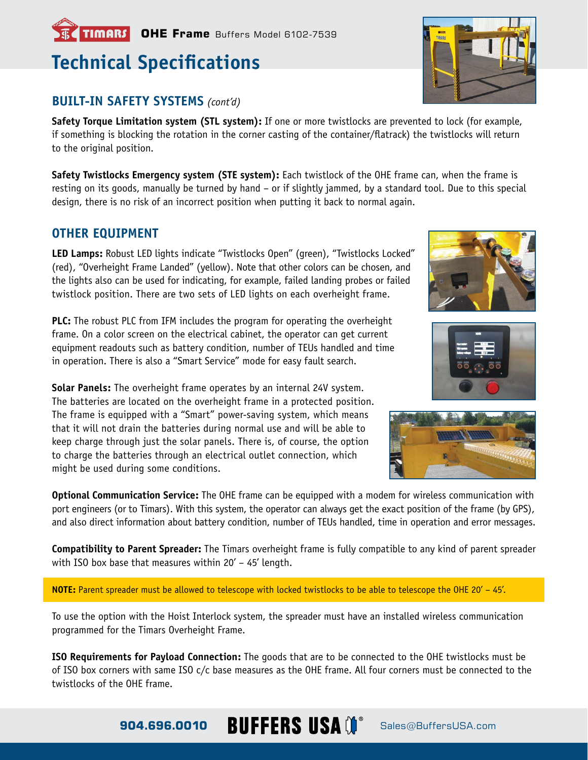# Technical Specifications

## BUILT-IN SAFETY SYSTEMS *(cont'd)*

**Safety Torque Limitation system (STL system):** If one or more twistlocks are prevented to lock (for example, if something is blocking the rotation in the corner casting of the container/flatrack) the twistlocks will return to the original position.

**Safety Twistlocks Emergency system (STE system):** Each twistlock of the OHE frame can, when the frame is resting on its goods, manually be turned by hand – or if slightly jammed, by a standard tool. Due to this special design, there is no risk of an incorrect position when putting it back to normal again.

## OTHER EQUIPMENT

**LED Lamps:** Robust LED lights indicate "Twistlocks Open" (green), "Twistlocks Locked" (red), "Overheight Frame Landed" (yellow). Note that other colors can be chosen, and the lights also can be used for indicating, for example, failed landing probes or failed twistlock position. There are two sets of LED lights on each overheight frame.

**PLC:** The robust PLC from IFM includes the program for operating the overheight frame. On a color screen on the electrical cabinet, the operator can get current equipment readouts such as battery condition, number of TEUs handled and time in operation. There is also a "Smart Service" mode for easy fault search.

**Solar Panels:** The overheight frame operates by an internal 24V system. The batteries are located on the overheight frame in a protected position. The frame is equipped with a "Smart" power-saving system, which means that it will not drain the batteries during normal use and will be able to keep charge through just the solar panels. There is, of course, the option to charge the batteries through an electrical outlet connection, which might be used during some conditions.

**Optional Communication Service:** The OHE frame can be equipped with a modem for wireless communication with port engineers (or to Timars). With this system, the operator can always get the exact position of the frame (by GPS), and also direct information about battery condition, number of TEUs handled, time in operation and error messages.

**Compatibility to Parent Spreader:** The Timars overheight frame is fully compatible to any kind of parent spreader with ISO box base that measures within 20' – 45' length.

**NOTE:** Parent spreader must be allowed to telescope with locked twistlocks to be able to telescope the OHE 20' – 45'.

To use the option with the Hoist Interlock system, the spreader must have an installed wireless communication programmed for the Timars Overheight Frame.

**ISO Requirements for Payload Connection:** The goods that are to be connected to the OHE twistlocks must be of ISO box corners with same ISO c/c base measures as the OHE frame. All four corners must be connected to the twistlocks of the OHE frame.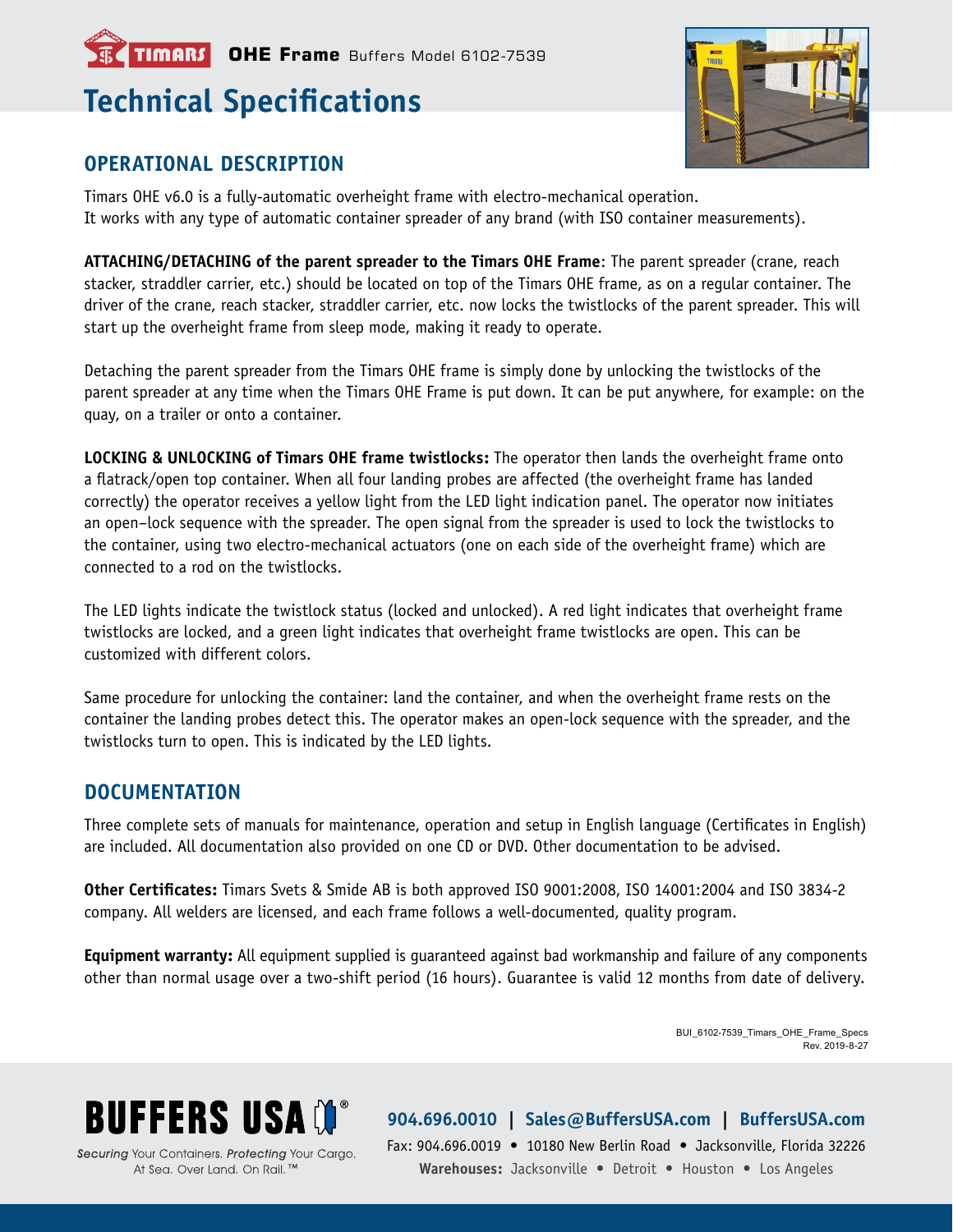**TIMARS** **OHE Frame** Buffers Model 6102-7539

# Technical Specifications

## OPERATIONAL DESCRIPTION

Timars OHE v6.0 is a fully-automatic overheight frame with electro-mechanical operation.
It works with any type of automatic container spreader of any brand (with ISO container measurements).

**ATTACHING/DETACHING of the parent spreader to the Timars OHE Frame**: The parent spreader (crane, reach stacker, straddler carrier, etc.) should be located on top of the Timars OHE frame, as on a regular container. The driver of the crane, reach stacker, straddler carrier, etc. now locks the twistlocks of the parent spreader. This will start up the overheight frame from sleep mode, making it ready to operate.

Detaching the parent spreader from the Timars OHE frame is simply done by unlocking the twistlocks of the parent spreader at any time when the Timars OHE Frame is put down. It can be put anywhere, for example: on the quay, on a trailer or onto a container.

**LOCKING & UNLOCKING of Timars OHE frame twistlocks:** The operator then lands the overheight frame onto a flatrack/open top container. When all four landing probes are affected (the overheight frame has landed correctly) the operator receives a yellow light from the LED light indication panel. The operator now initiates an open–lock sequence with the spreader. The open signal from the spreader is used to lock the twistlocks to the container, using two electro-mechanical actuators (one on each side of the overheight frame) which are connected to a rod on the twistlocks.

The LED lights indicate the twistlock status (locked and unlocked). A red light indicates that overheight frame twistlocks are locked, and a green light indicates that overheight frame twistlocks are open. This can be customized with different colors.

Same procedure for unlocking the container: land the container, and when the overheight frame rests on the container the landing probes detect this. The operator makes an open-lock sequence with the spreader, and the twistlocks turn to open. This is indicated by the LED lights.

## DOCUMENTATION

Three complete sets of manuals for maintenance, operation and setup in English language (Certificates in English) are included. All documentation also provided on one CD or DVD. Other documentation to be advised.

**Other Certificates:** Timars Svets & Smide AB is both approved ISO 9001:2008, ISO 14001:2004 and ISO 3834-2 company. All welders are licensed, and each frame follows a well-documented, quality program.

**Equipment warranty:** All equipment supplied is guaranteed against bad workmanship and failure of any components other than normal usage over a two-shift period (16 hours). Guarantee is valid 12 months from date of delivery.

BUI_6102-7539_Timars_OHE_Frame_Specs
Rev. 2019-8-27

**BUFFERS USA®**

*Securing* Your Containers. *Protecting* Your Cargo.
At Sea. Over Land. On Rail.™

**904.696.0010 | Sales@BuffersUSA.com | BuffersUSA.com**

Fax: 904.696.0019 • 10180 New Berlin Road • Jacksonville, Florida 32226

**Warehouses:** Jacksonville • Detroit • Houston • Los Angeles